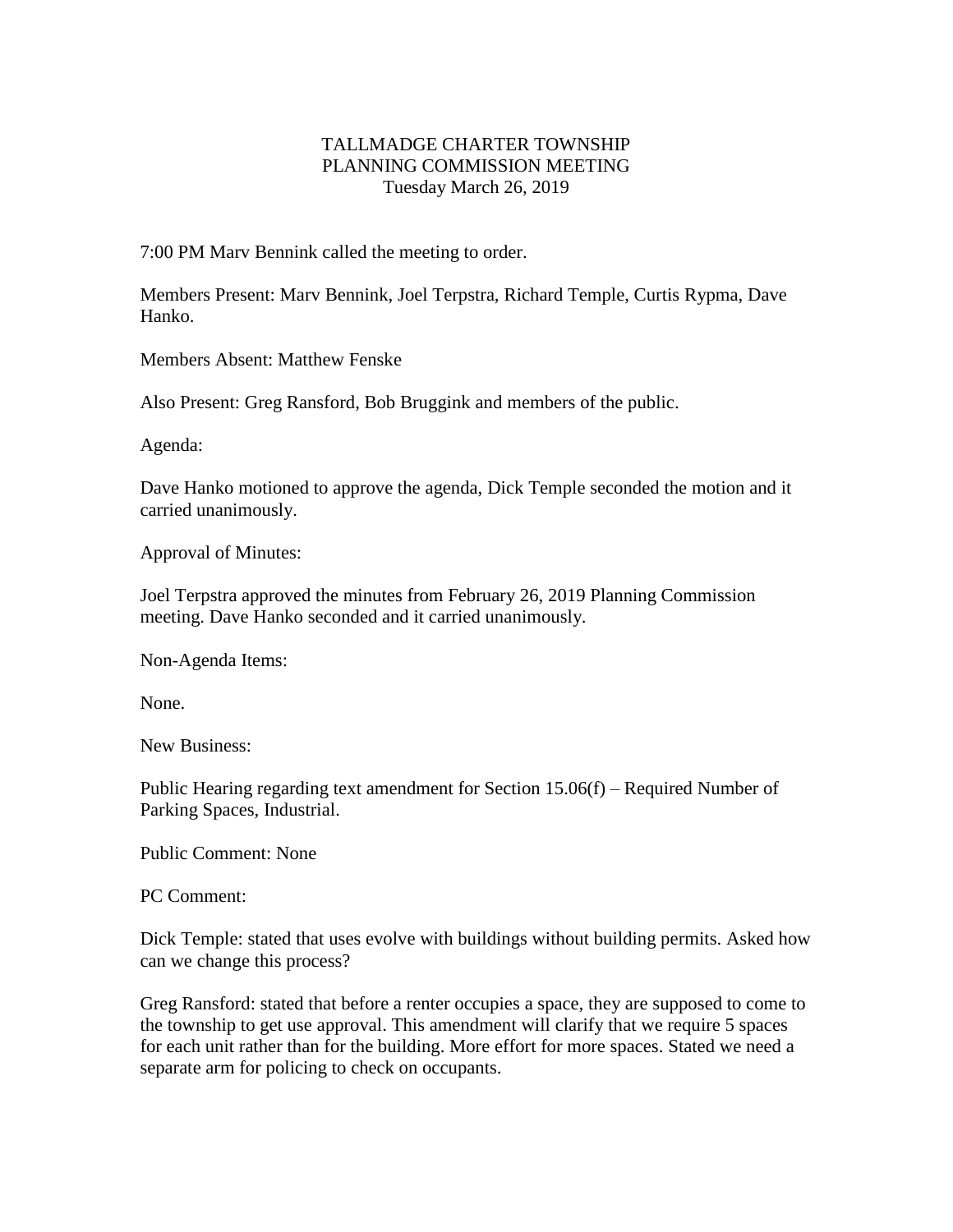# TALLMADGE CHARTER TOWNSHIP
## PLANNING COMMISSION MEETING
### Tuesday March 26, 2019

7:00 PM Marv Bennink called the meeting to order.

Members Present: Marv Bennink, Joel Terpstra, Richard Temple, Curtis Rypma, Dave Hanko.

Members Absent: Matthew Fenske

Also Present: Greg Ransford, Bob Bruggink and members of the public.

Agenda:

Dave Hanko motioned to approve the agenda, Dick Temple seconded the motion and it carried unanimously.

Approval of Minutes:

Joel Terpstra approved the minutes from February 26, 2019 Planning Commission meeting. Dave Hanko seconded and it carried unanimously.

Non-Agenda Items:

None.

New Business:

Public Hearing regarding text amendment for Section 15.06(f) – Required Number of Parking Spaces, Industrial.

Public Comment: None

PC Comment:

Dick Temple: stated that uses evolve with buildings without building permits. Asked how can we change this process?

Greg Ransford: stated that before a renter occupies a space, they are supposed to come to the township to get use approval. This amendment will clarify that we require 5 spaces for each unit rather than for the building. More effort for more spaces. Stated we need a separate arm for policing to check on occupants.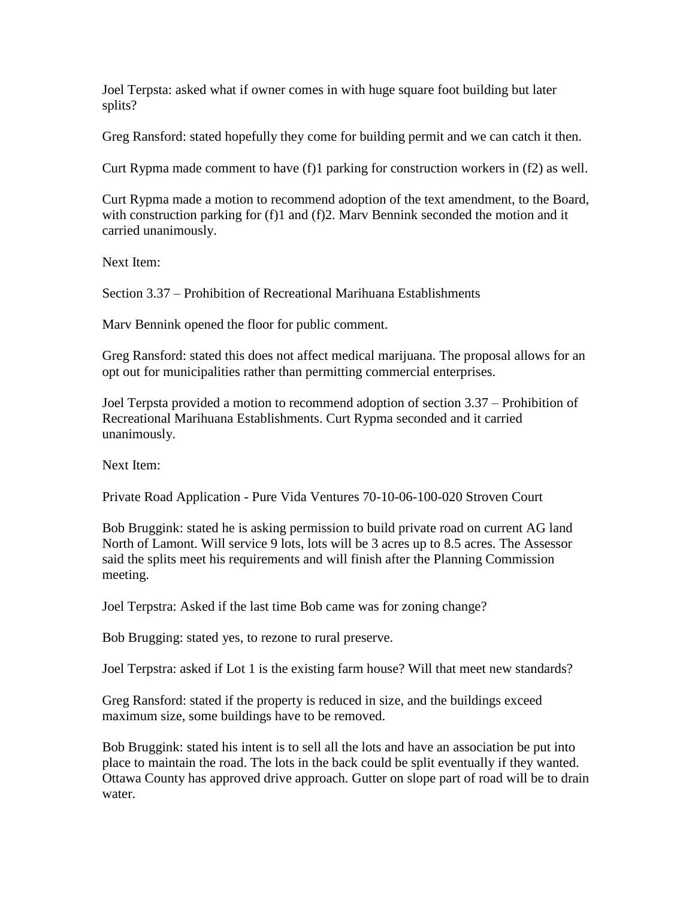Joel Terpsta: asked what if owner comes in with huge square foot building but later splits?

Greg Ransford: stated hopefully they come for building permit and we can catch it then.

Curt Rypma made comment to have (f)1 parking for construction workers in (f2) as well.

Curt Rypma made a motion to recommend adoption of the text amendment, to the Board, with construction parking for (f)1 and (f)2. Marv Bennink seconded the motion and it carried unanimously.

Next Item:

Section 3.37 – Prohibition of Recreational Marihuana Establishments

Marv Bennink opened the floor for public comment.

Greg Ransford: stated this does not affect medical marijuana. The proposal allows for an opt out for municipalities rather than permitting commercial enterprises.

Joel Terpsta provided a motion to recommend adoption of section 3.37 – Prohibition of Recreational Marihuana Establishments. Curt Rypma seconded and it carried unanimously.

Next Item:

Private Road Application - Pure Vida Ventures 70-10-06-100-020 Stroven Court

Bob Bruggink: stated he is asking permission to build private road on current AG land North of Lamont. Will service 9 lots, lots will be 3 acres up to 8.5 acres. The Assessor said the splits meet his requirements and will finish after the Planning Commission meeting.

Joel Terpstra: Asked if the last time Bob came was for zoning change?

Bob Brugging: stated yes, to rezone to rural preserve.

Joel Terpstra: asked if Lot 1 is the existing farm house? Will that meet new standards?

Greg Ransford: stated if the property is reduced in size, and the buildings exceed maximum size, some buildings have to be removed.

Bob Bruggink: stated his intent is to sell all the lots and have an association be put into place to maintain the road. The lots in the back could be split eventually if they wanted. Ottawa County has approved drive approach. Gutter on slope part of road will be to drain water.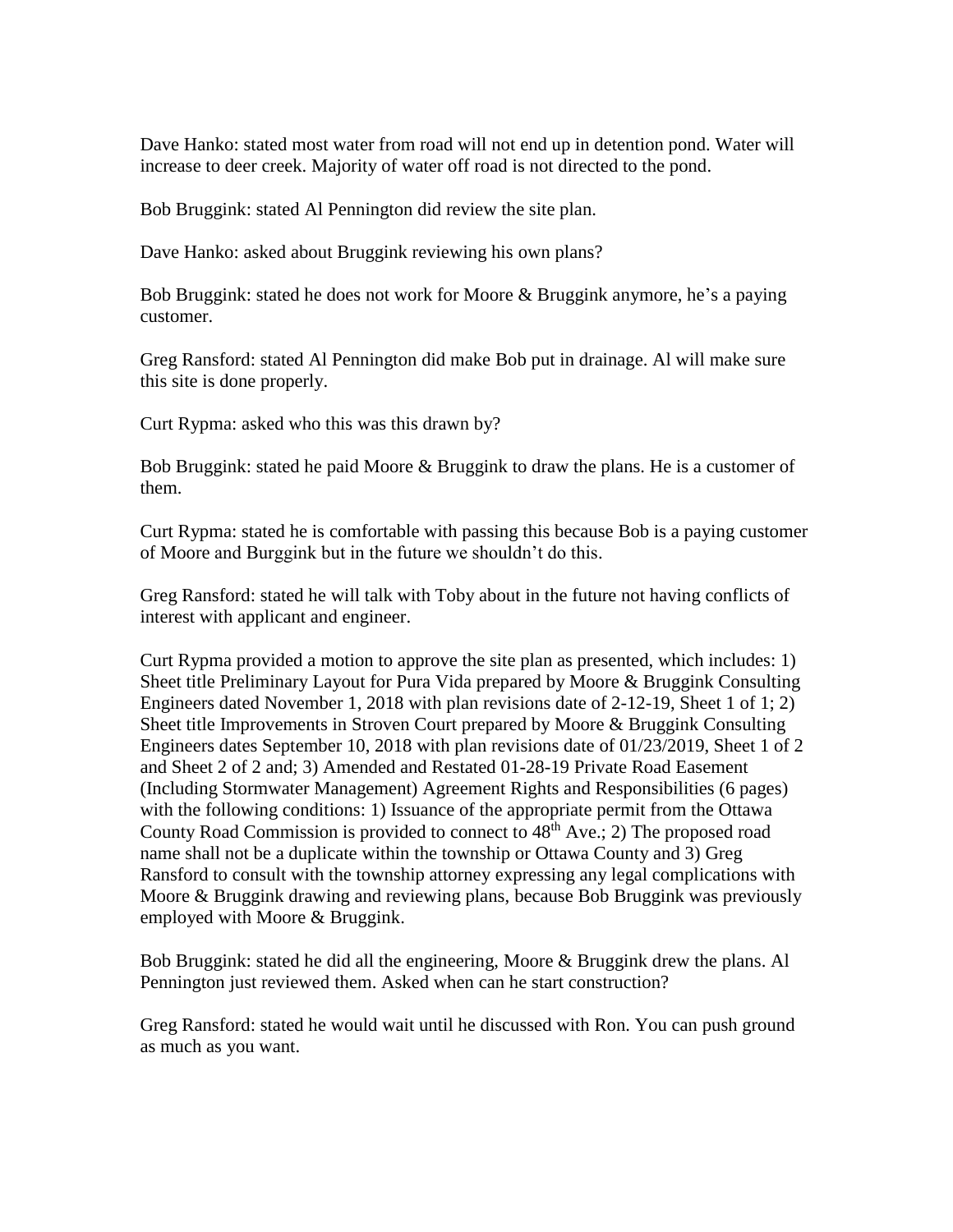Dave Hanko: stated most water from road will not end up in detention pond. Water will increase to deer creek. Majority of water off road is not directed to the pond.

Bob Bruggink: stated Al Pennington did review the site plan.

Dave Hanko: asked about Bruggink reviewing his own plans?

Bob Bruggink: stated he does not work for Moore & Bruggink anymore, he's a paying customer.

Greg Ransford: stated Al Pennington did make Bob put in drainage. Al will make sure this site is done properly.

Curt Rypma: asked who this was this drawn by?

Bob Bruggink: stated he paid Moore & Bruggink to draw the plans. He is a customer of them.

Curt Rypma: stated he is comfortable with passing this because Bob is a paying customer of Moore and Burggink but in the future we shouldn't do this.

Greg Ransford: stated he will talk with Toby about in the future not having conflicts of interest with applicant and engineer.

Curt Rypma provided a motion to approve the site plan as presented, which includes: 1) Sheet title Preliminary Layout for Pura Vida prepared by Moore & Bruggink Consulting Engineers dated November 1, 2018 with plan revisions date of 2-12-19, Sheet 1 of 1; 2) Sheet title Improvements in Stroven Court prepared by Moore & Bruggink Consulting Engineers dates September 10, 2018 with plan revisions date of 01/23/2019, Sheet 1 of 2 and Sheet 2 of 2 and; 3) Amended and Restated 01-28-19 Private Road Easement (Including Stormwater Management) Agreement Rights and Responsibilities (6 pages) with the following conditions: 1) Issuance of the appropriate permit from the Ottawa County Road Commission is provided to connect to 48th Ave.; 2) The proposed road name shall not be a duplicate within the township or Ottawa County and 3) Greg Ransford to consult with the township attorney expressing any legal complications with Moore & Bruggink drawing and reviewing plans, because Bob Bruggink was previously employed with Moore & Bruggink.

Bob Bruggink: stated he did all the engineering, Moore & Bruggink drew the plans. Al Pennington just reviewed them. Asked when can he start construction?

Greg Ransford: stated he would wait until he discussed with Ron. You can push ground as much as you want.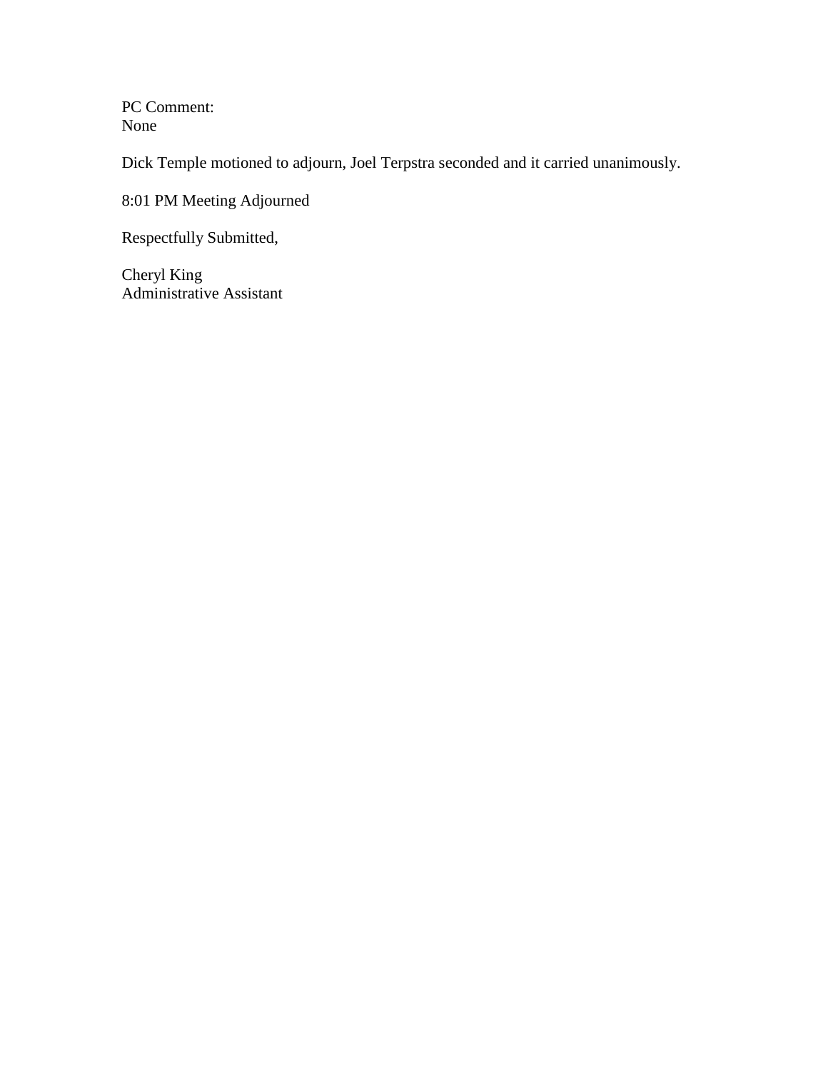PC Comment:
None

Dick Temple motioned to adjourn, Joel Terpstra seconded and it carried unanimously.

8:01 PM Meeting Adjourned

Respectfully Submitted,

Cheryl King
Administrative Assistant